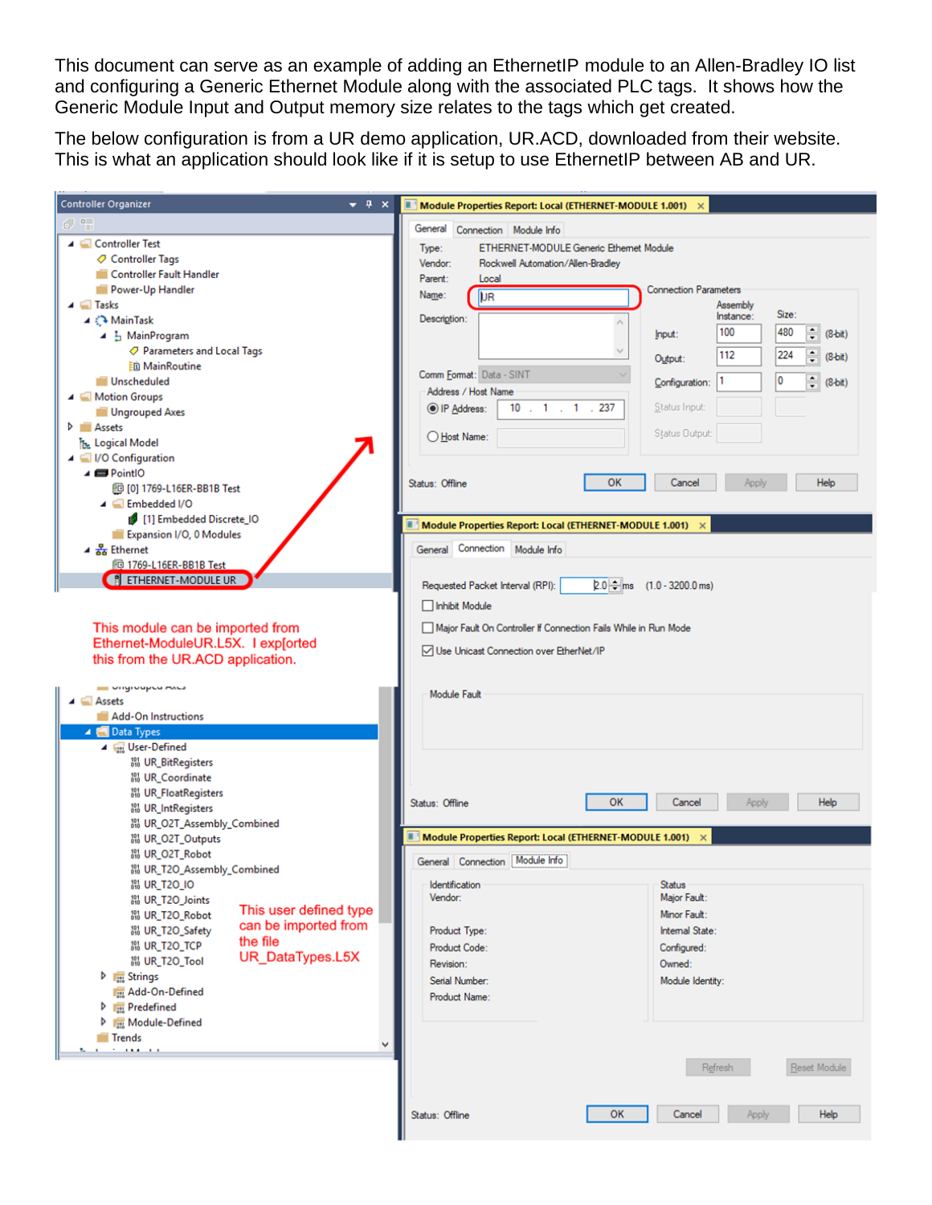This document can serve as an example of adding an EthernetIP module to an Allen-Bradley IO list and configuring a Generic Ethernet Module along with the associated PLC tags. It shows how the Generic Module Input and Output memory size relates to the tags which get created.

The below configuration is from a UR demo application, UR.ACD, downloaded from their website. This is what an application should look like if it is setup to use EthernetIP between AB and UR.

This module can be imported from Ethernet-ModuleUR.L5X. I exp[orted this from the UR.ACD application.

This user defined type can be imported from the file UR_DataTypes.L5X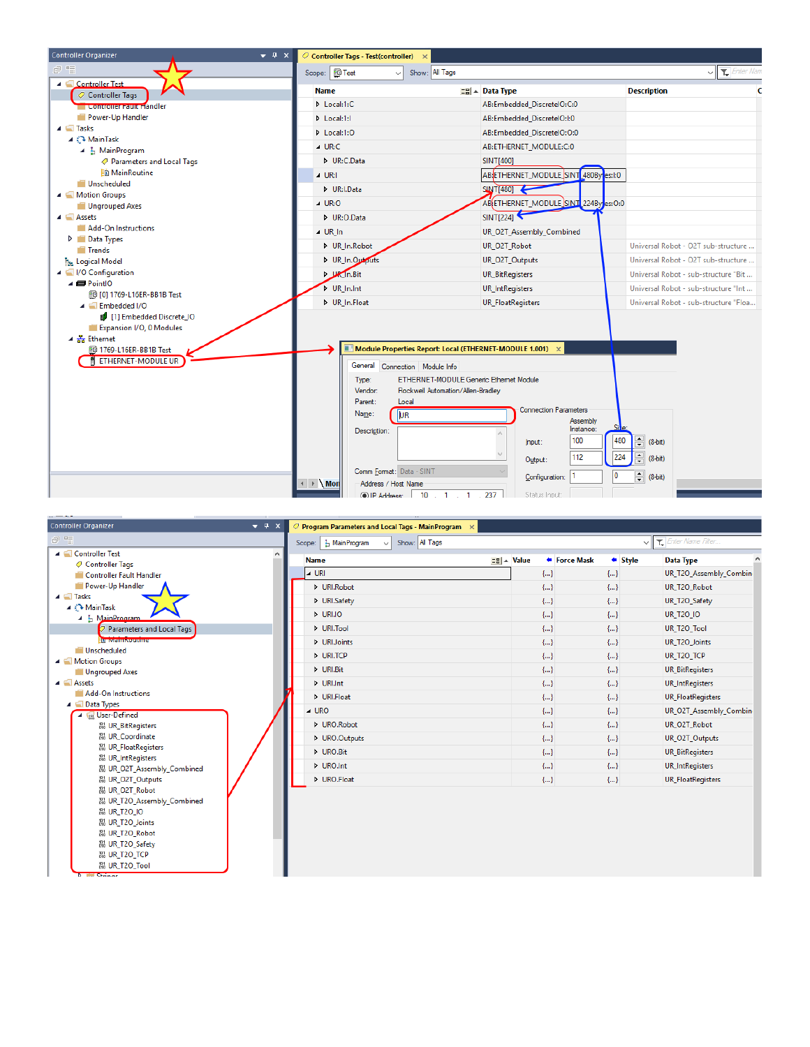Controller Organizer

- Controller Test
  - Controller Tags
  - Controller Fault Handler
  - Power-Up Handler
- Tasks
  - MainTask
    - MainProgram
      - Parameters and Local Tags
      - MainRoutine
  - Unscheduled
- Motion Groups
  - Ungrouped Axes
- Assets
  - Add-On Instructions
  - Data Types
  - Trends
- Logical Model
- I/O Configuration
  - PointIO
    - [0] 1769-L16ER-BB1B Test
    - Embedded I/O
      - [1] Embedded Discrete_IO
    - Expansion I/O, 0 Modules
  - Ethernet
    - 1769-L16ER-BB1B Test
    - ETHERNET-MODULE UR

Controller Tags - Test(controller)

Scope: Test   Show: All Tags

| Name | Data Type | Description |
|---|---|---|
| Local:1:C | AB:Embedded_DiscreteIO:C:0 | |
| Local:1:I | AB:Embedded_DiscreteIO:I:0 | |
| Local:1:O | AB:Embedded_DiscreteIO:O:0 | |
| UR:C | AB:ETHERNET_MODULE:C:0 | |
| UR:C.Data | SINT[400] | |
| UR:I | AB:ETHERNET_MODULE_SINT_480Bytes:I:0 | |
| UR:I.Data | SINT[480] | |
| UR:O | AB:ETHERNET_MODULE_SINT_224Bytes:O:0 | |
| UR:O.Data | SINT[224] | |
| UR_In | UR_O2T_Assembly_Combined | |
| UR_In.Robot | UR_O2T_Robot | Universal Robot - O2T sub-structure ... |
| UR_In.Outputs | UR_O2T_Outputs | Universal Robot - O2T sub-structure ... |
| UR_In.Bit | UR_BitRegisters | Universal Robot - sub-structure "Bit ... |
| UR_In.Int | UR_IntRegisters | Universal Robot - sub-structure "Int ... |
| UR_In.Float | UR_FloatRegisters | Universal Robot - sub-structure "Floa... |

Module Properties Report: Local (ETHERNET-MODULE 1.001)

General | Connection | Module Info

Type: ETHERNET-MODULE Generic Ethernet Module
Vendor: Rockwell Automation/Allen-Bradley
Parent: Local
Name: UR
Description:
Comm Format: Data - SINT
Address / Host Name
IP Address: 10 . 1 . 1 . 237

Connection Parameters

| | Assembly Instance: | Size: | |
|---|---|---|---|
| Input: | 100 | 480 | (8-bit) |
| Output: | 112 | 224 | (8-bit) |
| Configuration: | 1 | 0 | (8-bit) |

Status Input:

Controller Organizer

- Controller Test
  - Controller Tags
  - Controller Fault Handler
  - Power-Up Handler
- Tasks
  - MainTask
    - MainProgram
      - Parameters and Local Tags
      - MainRoutine
  - Unscheduled
- Motion Groups
  - Ungrouped Axes
- Assets
  - Add-On Instructions
  - Data Types
    - User-Defined
      - UR_BitRegisters
      - UR_Coordinate
      - UR_FloatRegisters
      - UR_IntRegisters
      - UR_O2T_Assembly_Combined
      - UR_O2T_Outputs
      - UR_O2T_Robot
      - UR_T2O_Assembly_Combined
      - UR_T2O_IO
      - UR_T2O_Joints
      - UR_T2O_Robot
      - UR_T2O_Safety
      - UR_T2O_TCP
      - UR_T2O_Tool
    - Strings

Program Parameters and Local Tags - MainProgram

Scope: MainProgram   Show: All Tags

| Name | Value | Force Mask | Style | Data Type |
|---|---|---|---|---|
| URI | {...} | {...} | | UR_T2O_Assembly_Combin |
| URI.Robot | {...} | {...} | | UR_T2O_Robot |
| URI.Safety | {...} | {...} | | UR_T2O_Safety |
| URI.IO | {...} | {...} | | UR_T2O_IO |
| URI.Tool | {...} | {...} | | UR_T2O_Tool |
| URI.Joints | {...} | {...} | | UR_T2O_Joints |
| URI.TCP | {...} | {...} | | UR_T2O_TCP |
| URI.Bit | {...} | {...} | | UR_BitRegisters |
| URI.Int | {...} | {...} | | UR_IntRegisters |
| URI.Float | {...} | {...} | | UR_FloatRegisters |
| URO | {...} | {...} | | UR_O2T_Assembly_Combin |
| URO.Robot | {...} | {...} | | UR_O2T_Robot |
| URO.Outputs | {...} | {...} | | UR_O2T_Outputs |
| URO.Bit | {...} | {...} | | UR_BitRegisters |
| URO.Int | {...} | {...} | | UR_IntRegisters |
| URO.Float | {...} | {...} | | UR_FloatRegisters |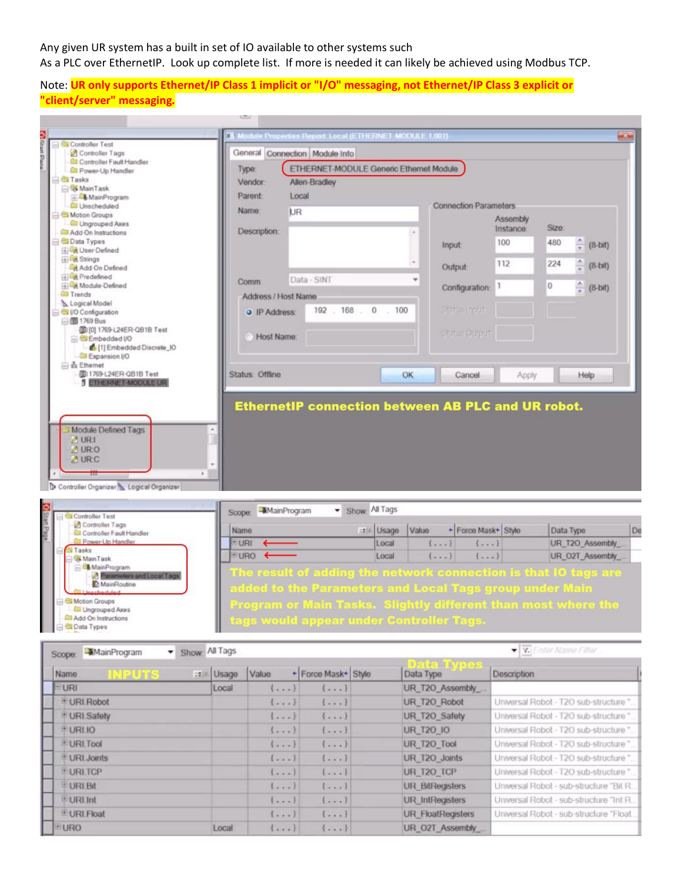Any given UR system has a built in set of IO available to other systems such
As a PLC over EthernetIP. Look up complete list. If more is needed it can likely be achieved using Modbus TCP.

Note: **UR only supports Ethernet/IP Class 1 implicit or "I/O" messaging, not Ethernet/IP Class 3 explicit or "client/server" messaging.**

**EthernetIP connection between AB PLC and UR robot.**

**The result of adding the network connection is that IO tags are added to the Parameters and Local Tags group under Main Program or Main Tasks. Slightly different than most where the tags would appear under Controller Tags.**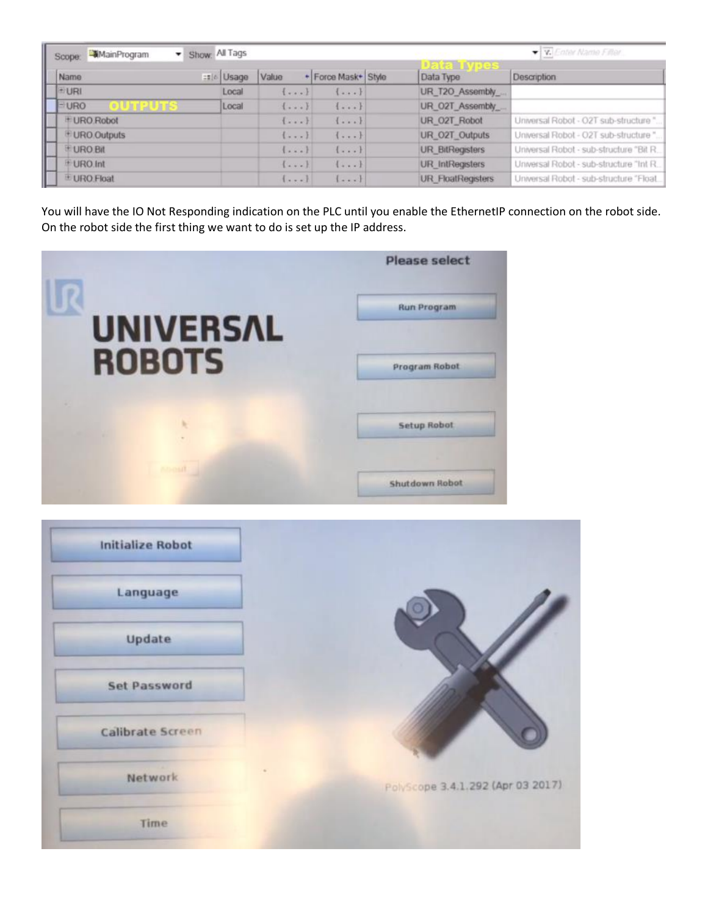| Name | Usage | Value | Force Mask | Style | Data Type | Description |
|---|---|---|---|---|---|---|
| URI | Local | {...} | {...} | | UR_T2O_Assembly_... | |
| URO | Local | {...} | {...} | | UR_O2T_Assembly_... | |
| URO.Robot | | {...} | {...} | | UR_O2T_Robot | Universal Robot - O2T sub-structure "... |
| URO.Outputs | | {...} | {...} | | UR_O2T_Outputs | Universal Robot - O2T sub-structure "... |
| URO.Bit | | {...} | {...} | | UR_BitRegisters | Universal Robot - sub-structure "Bit R... |
| URO.Int | | {...} | {...} | | UR_IntRegisters | Universal Robot - sub-structure "Int R... |
| URO.Float | | {...} | {...} | | UR_FloatRegisters | Universal Robot - sub-structure "Float... |

You will have the IO Not Responding indication on the PLC until you enable the EthernetIP connection on the robot side. On the robot side the first thing we want to do is set up the IP address.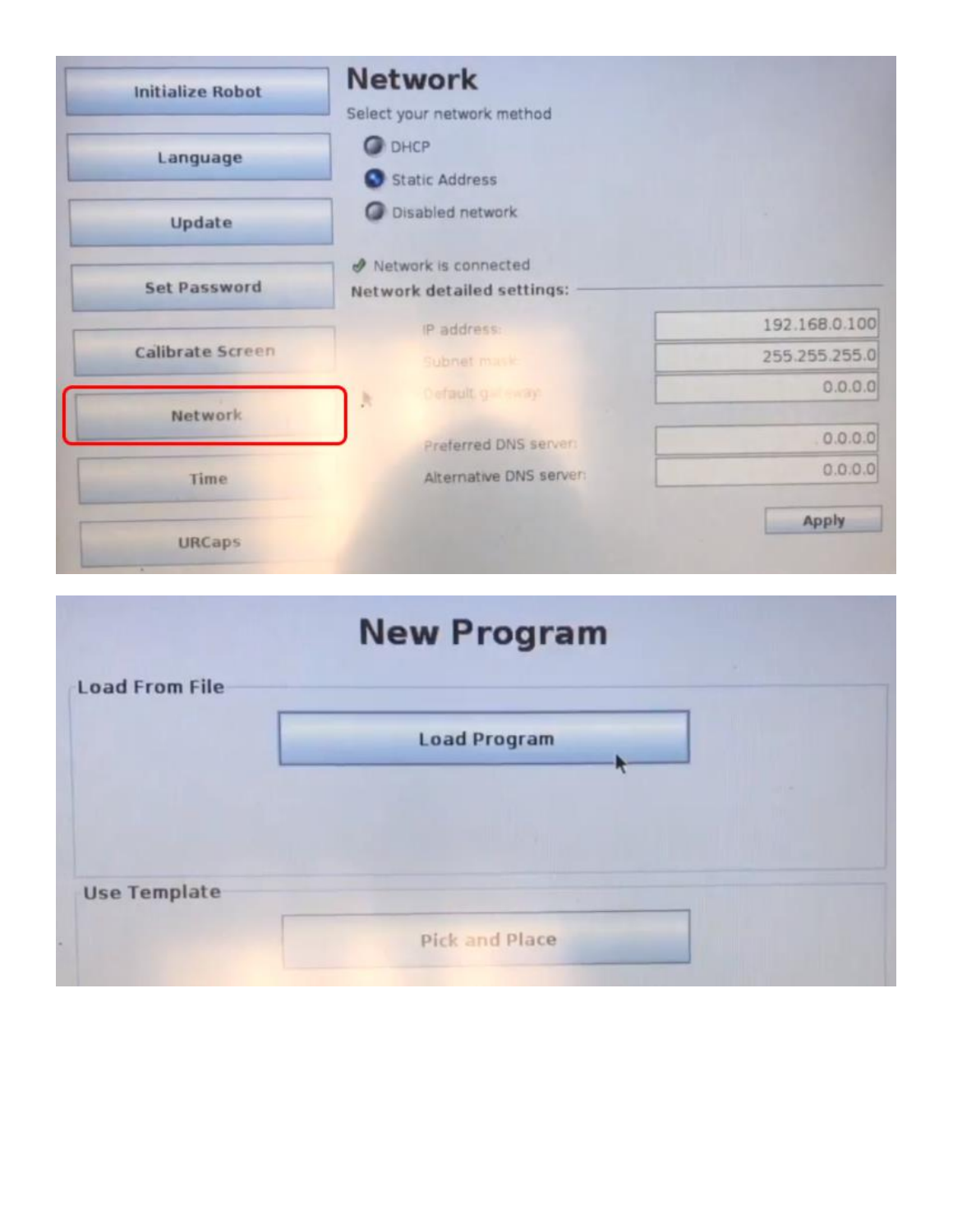Initialize Robot

Language

Update

Set Password

Calibrate Screen

Network

Time

URCaps

## Network

Select your network method

- DHCP
- Static Address
- Disabled network

Network is connected

**Network detailed settings:**

| | |
|---|---|
| IP address: | 192.168.0.100 |
| Subnet mask: | 255.255.255.0 |
| Default gateway: | 0.0.0.0 |
| Preferred DNS server: | 0.0.0.0 |
| Alternative DNS server: | 0.0.0.0 |

Apply

# New Program

**Load From File**

Load Program

**Use Template**

Pick and Place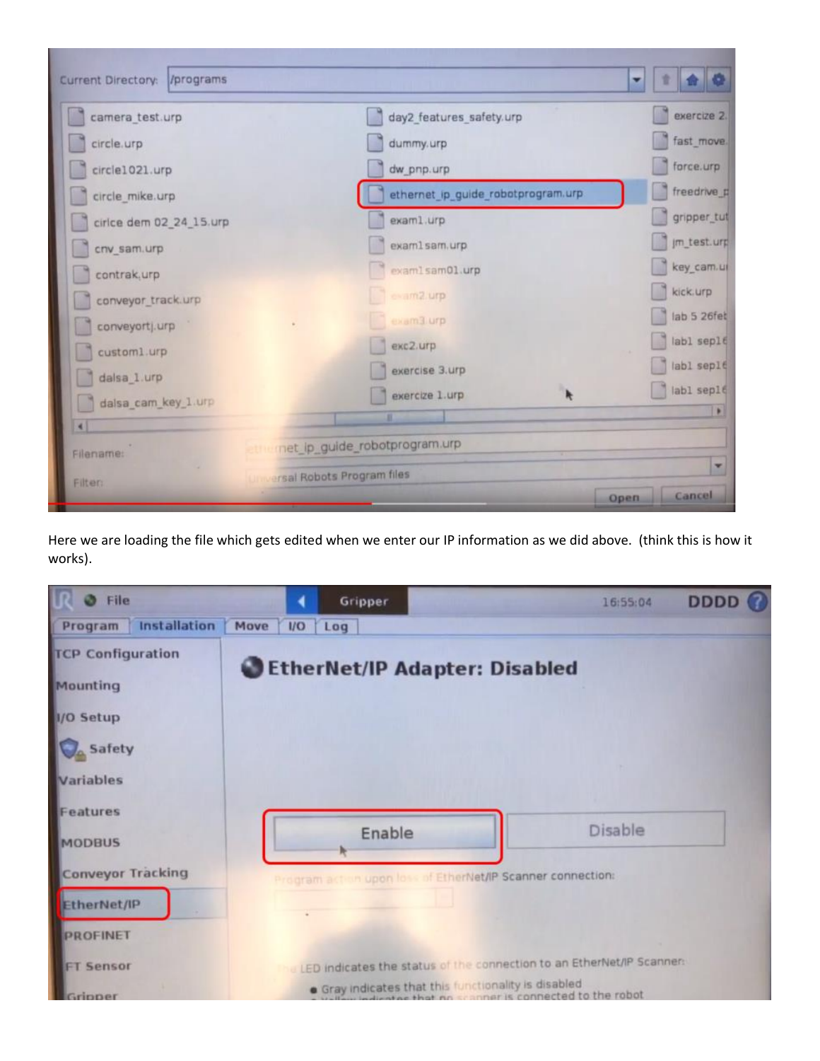Here we are loading the file which gets edited when we enter our IP information as we did above. (think this is how it works).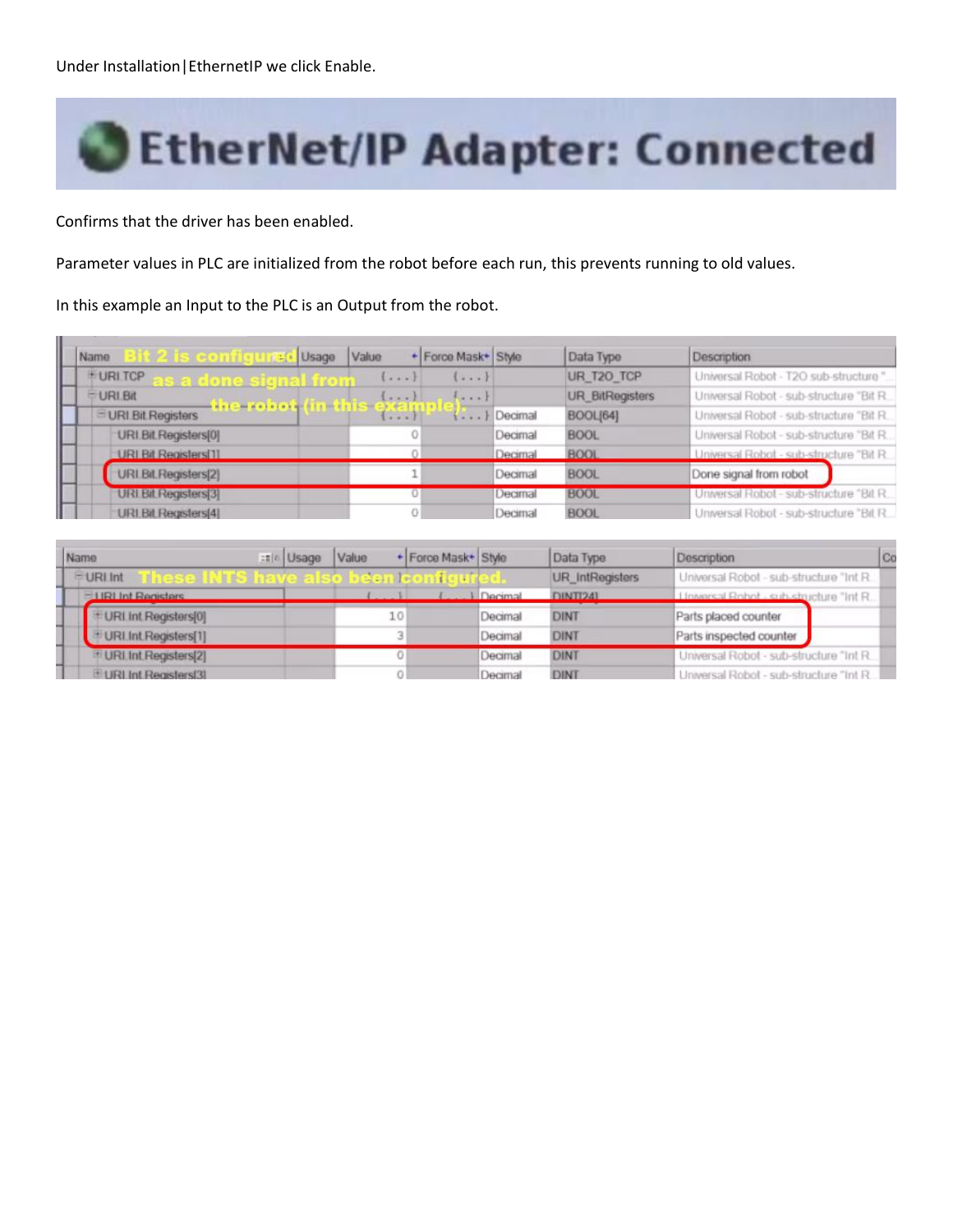Under Installation|EthernetIP we click Enable.

EtherNet/IP Adapter: Connected

Confirms that the driver has been enabled.

Parameter values in PLC are initialized from the robot before each run, this prevents running to old values.

In this example an Input to the PLC is an Output from the robot.

Bit 2 is configured as a done signal from the robot (in this example).

| Name | Usage | Value | Force Mask | Style | Data Type | Description |
|---|---|---|---|---|---|---|
| URI.TCP | | {...} | {...} | | UR_T2O_TCP | Universal Robot - T2O sub-structure " |
| URI.Bit | | {...} | {...} | | UR_BitRegisters | Universal Robot - sub-structure "Bit R |
| URI.Bit.Registers | | {...} | {...} | Decimal | BOOL[64] | Universal Robot - sub-structure "Bit R |
| URI.Bit.Registers[0] | | 0 | | Decimal | BOOL | Universal Robot - sub-structure "Bit R |
| URI.Bit.Registers[1] | | 0 | | Decimal | BOOL | Universal Robot - sub-structure "Bit R |
| URI.Bit.Registers[2] | | 1 | | Decimal | BOOL | Done signal from robot |
| URI.Bit.Registers[3] | | 0 | | Decimal | BOOL | Universal Robot - sub-structure "Bit R |
| URI.Bit.Registers[4] | | 0 | | Decimal | BOOL | Universal Robot - sub-structure "Bit R |

These INTS have also been configured.

| Name | Usage | Value | Force Mask | Style | Data Type | Description |
|---|---|---|---|---|---|---|
| URI.Int | | | | | UR_IntRegisters | Universal Robot - sub-structure "Int R |
| URI.Int.Registers | | {...} | {...} | Decimal | DINT[24] | Universal Robot - sub-structure "Int R |
| URI.Int.Registers[0] | | 10 | | Decimal | DINT | Parts placed counter |
| URI.Int.Registers[1] | | 3 | | Decimal | DINT | Parts inspected counter |
| URI.Int.Registers[2] | | 0 | | Decimal | DINT | Universal Robot - sub-structure "Int R |
| URI.Int.Registers[3] | | 0 | | Decimal | DINT | Universal Robot - sub-structure "Int R |